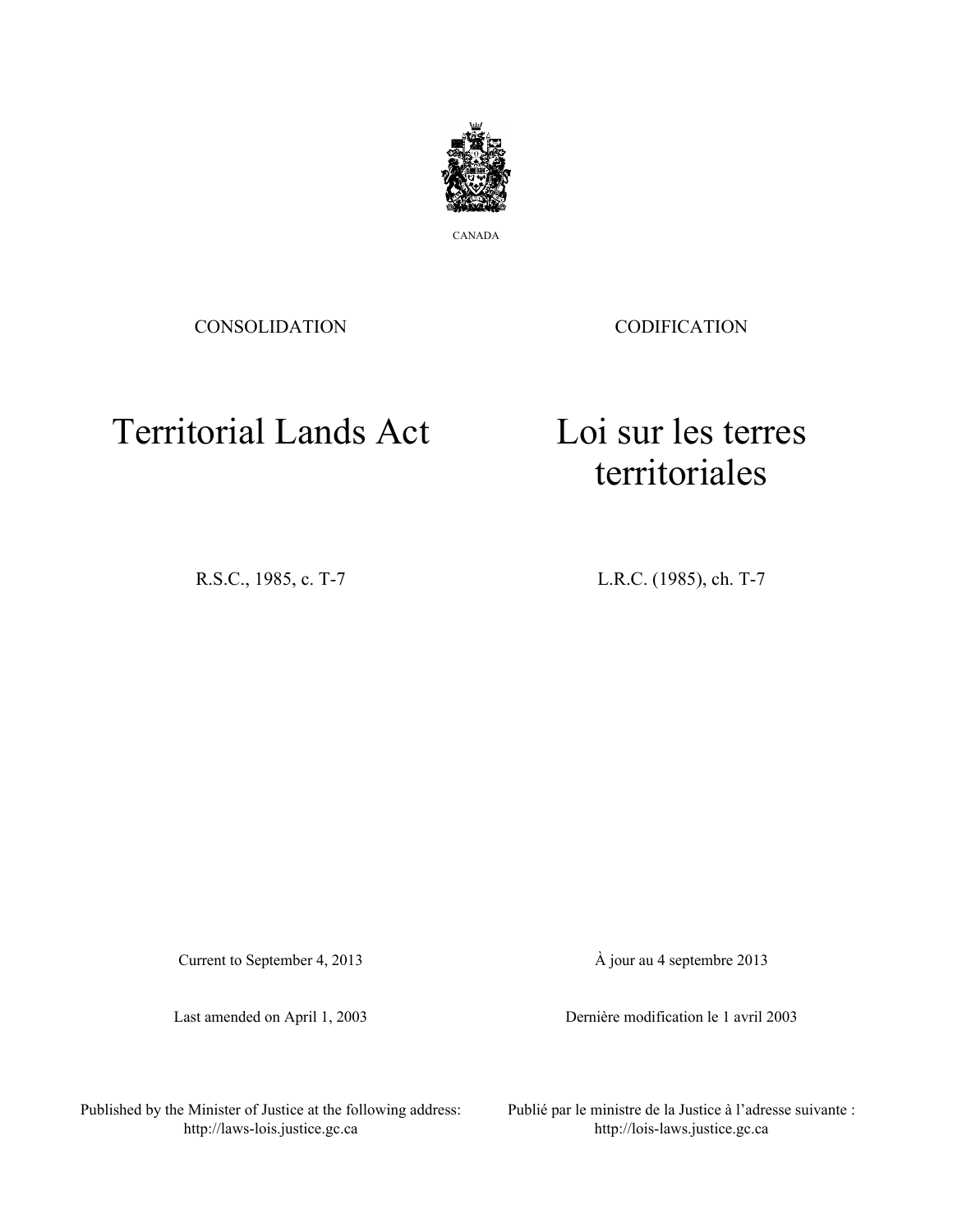CANADA

CONSOLIDATION

# Territorial Lands Act

R.S.C., 1985, c. T-7

Current to September 4, 2013

Last amended on April 1, 2003

Published by the Minister of Justice at the following address:
http://laws-lois.justice.gc.ca

CODIFICATION

# Loi sur les terres territoriales

L.R.C. (1985), ch. T-7

À jour au 4 septembre 2013

Dernière modification le 1 avril 2003

Publié par le ministre de la Justice à l'adresse suivante :
http://lois-laws.justice.gc.ca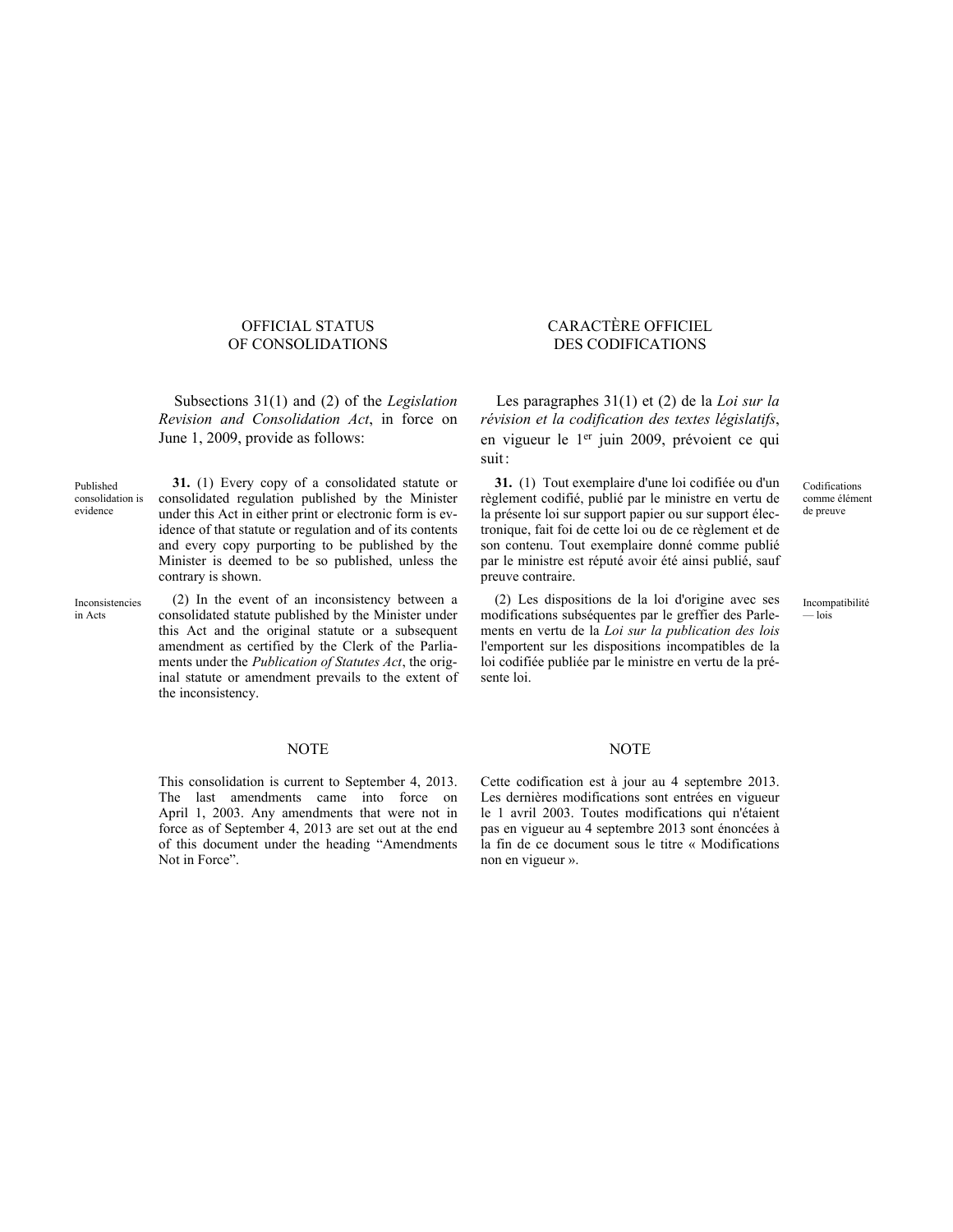## OFFICIAL STATUS OF CONSOLIDATIONS

Subsections 31(1) and (2) of the *Legislation Revision and Consolidation Act*, in force on June 1, 2009, provide as follows:

Published consolidation is evidence

**31.** (1) Every copy of a consolidated statute or consolidated regulation published by the Minister under this Act in either print or electronic form is evidence of that statute or regulation and of its contents and every copy purporting to be published by the Minister is deemed to be so published, unless the contrary is shown.

Inconsistencies in Acts

(2) In the event of an inconsistency between a consolidated statute published by the Minister under this Act and the original statute or a subsequent amendment as certified by the Clerk of the Parliaments under the *Publication of Statutes Act*, the original statute or amendment prevails to the extent of the inconsistency.

### NOTE

This consolidation is current to September 4, 2013. The last amendments came into force on April 1, 2003. Any amendments that were not in force as of September 4, 2013 are set out at the end of this document under the heading “Amendments Not in Force”.

## CARACTÈRE OFFICIEL DES CODIFICATIONS

Les paragraphes 31(1) et (2) de la *Loi sur la révision et la codification des textes législatifs*, en vigueur le 1er juin 2009, prévoient ce qui suit :

Codifications comme élément de preuve

**31.** (1) Tout exemplaire d'une loi codifiée ou d'un règlement codifié, publié par le ministre en vertu de la présente loi sur support papier ou sur support électronique, fait foi de cette loi ou de ce règlement et de son contenu. Tout exemplaire donné comme publié par le ministre est réputé avoir été ainsi publié, sauf preuve contraire.

Incompatibilité — lois

(2) Les dispositions de la loi d'origine avec ses modifications subséquentes par le greffier des Parlements en vertu de la *Loi sur la publication des lois* l'emportent sur les dispositions incompatibles de la loi codifiée publiée par le ministre en vertu de la présente loi.

### NOTE

Cette codification est à jour au 4 septembre 2013. Les dernières modifications sont entrées en vigueur le 1 avril 2003. Toutes modifications qui n'étaient pas en vigueur au 4 septembre 2013 sont énoncées à la fin de ce document sous le titre « Modifications non en vigueur ».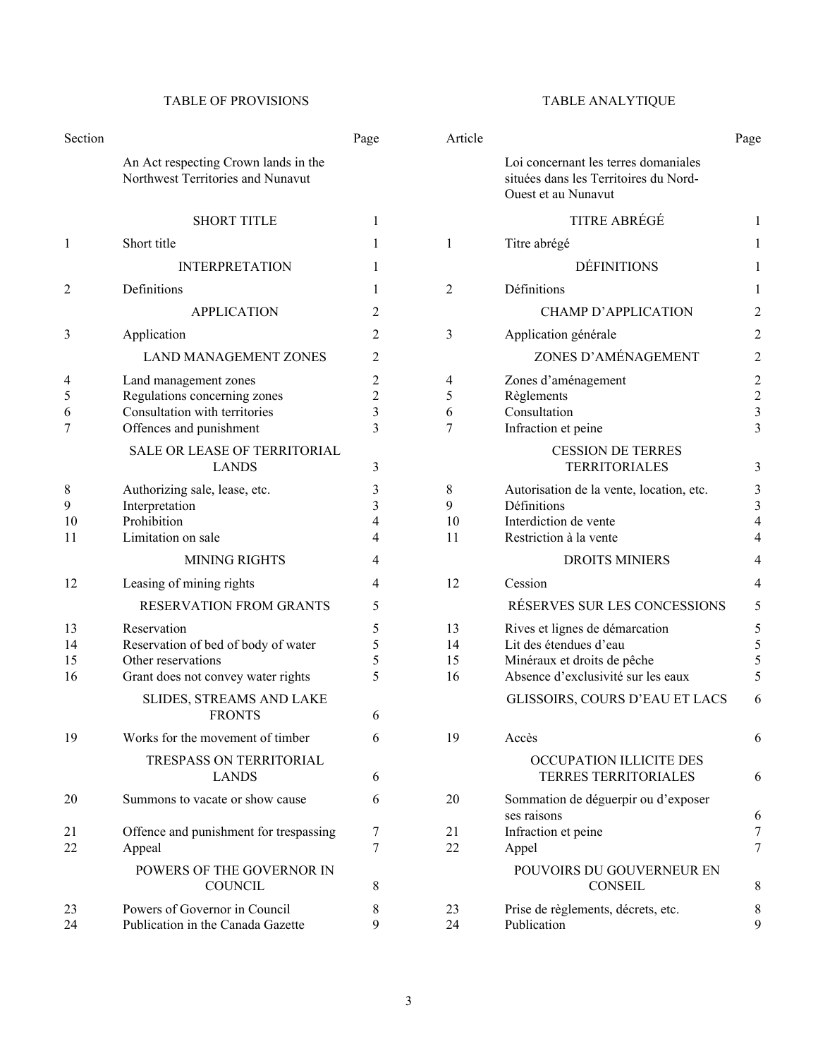| TABLE OF PROVISIONS | | | TABLE ANALYTIQUE | | |
|---|---|---|---|---|---|
| Section | | Page | Article | | Page |
| | An Act respecting Crown lands in the Northwest Territories and Nunavut | | | Loi concernant les terres domaniales situées dans les Territoires du Nord-Ouest et au Nunavut | |
| | SHORT TITLE | 1 | | TITRE ABRÉGÉ | 1 |
| 1 | Short title | 1 | 1 | Titre abrégé | 1 |
| | INTERPRETATION | 1 | | DÉFINITIONS | 1 |
| 2 | Definitions | 1 | 2 | Définitions | 1 |
| | APPLICATION | 2 | | CHAMP D'APPLICATION | 2 |
| 3 | Application | 2 | 3 | Application générale | 2 |
| | LAND MANAGEMENT ZONES | 2 | | ZONES D'AMÉNAGEMENT | 2 |
| 4 | Land management zones | 2 | 4 | Zones d'aménagement | 2 |
| 5 | Regulations concerning zones | 2 | 5 | Règlements | 2 |
| 6 | Consultation with territories | 3 | 6 | Consultation | 3 |
| 7 | Offences and punishment | 3 | 7 | Infraction et peine | 3 |
| | SALE OR LEASE OF TERRITORIAL LANDS | 3 | | CESSION DE TERRES TERRITORIALES | 3 |
| 8 | Authorizing sale, lease, etc. | 3 | 8 | Autorisation de la vente, location, etc. | 3 |
| 9 | Interpretation | 3 | 9 | Définitions | 3 |
| 10 | Prohibition | 4 | 10 | Interdiction de vente | 4 |
| 11 | Limitation on sale | 4 | 11 | Restriction à la vente | 4 |
| | MINING RIGHTS | 4 | | DROITS MINIERS | 4 |
| 12 | Leasing of mining rights | 4 | 12 | Cession | 4 |
| | RESERVATION FROM GRANTS | 5 | | RÉSERVES SUR LES CONCESSIONS | 5 |
| 13 | Reservation | 5 | 13 | Rives et lignes de démarcation | 5 |
| 14 | Reservation of bed of body of water | 5 | 14 | Lit des étendues d'eau | 5 |
| 15 | Other reservations | 5 | 15 | Minéraux et droits de pêche | 5 |
| 16 | Grant does not convey water rights | 5 | 16 | Absence d'exclusivité sur les eaux | 5 |
| | SLIDES, STREAMS AND LAKE FRONTS | 6 | | GLISSOIRS, COURS D'EAU ET LACS | 6 |
| 19 | Works for the movement of timber | 6 | 19 | Accès | 6 |
| | TRESPASS ON TERRITORIAL LANDS | 6 | | OCCUPATION ILLICITE DES TERRES TERRITORIALES | 6 |
| 20 | Summons to vacate or show cause | 6 | 20 | Sommation de déguerpir ou d'exposer ses raisons | 6 |
| 21 | Offence and punishment for trespassing | 7 | 21 | Infraction et peine | 7 |
| 22 | Appeal | 7 | 22 | Appel | 7 |
| | POWERS OF THE GOVERNOR IN COUNCIL | 8 | | POUVOIRS DU GOUVERNEUR EN CONSEIL | 8 |
| 23 | Powers of Governor in Council | 8 | 23 | Prise de règlements, décrets, etc. | 8 |
| 24 | Publication in the Canada Gazette | 9 | 24 | Publication | 9 |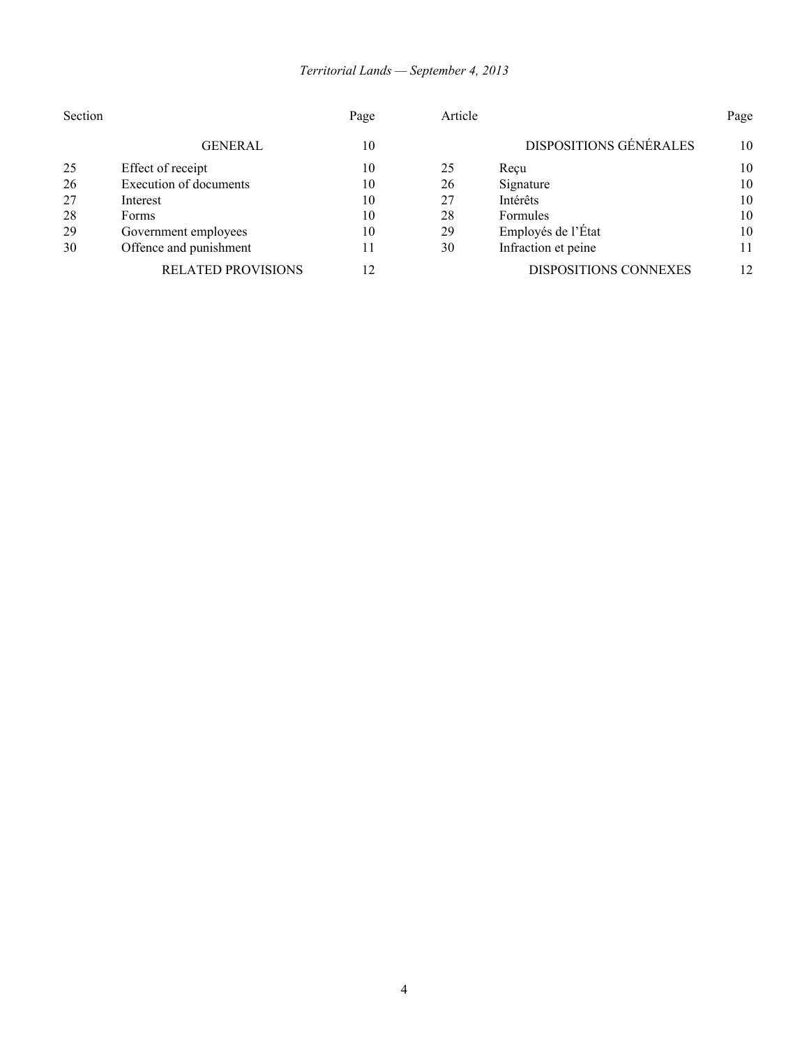| Section | | Page | Article | | Page |
| --- | --- | --- | --- | --- | --- |
| | GENERAL | 10 | | DISPOSITIONS GÉNÉRALES | 10 |
| 25 | Effect of receipt | 10 | 25 | Reçu | 10 |
| 26 | Execution of documents | 10 | 26 | Signature | 10 |
| 27 | Interest | 10 | 27 | Intérêts | 10 |
| 28 | Forms | 10 | 28 | Formules | 10 |
| 29 | Government employees | 10 | 29 | Employés de l'État | 10 |
| 30 | Offence and punishment | 11 | 30 | Infraction et peine | 11 |
| | RELATED PROVISIONS | 12 | | DISPOSITIONS CONNEXES | 12 |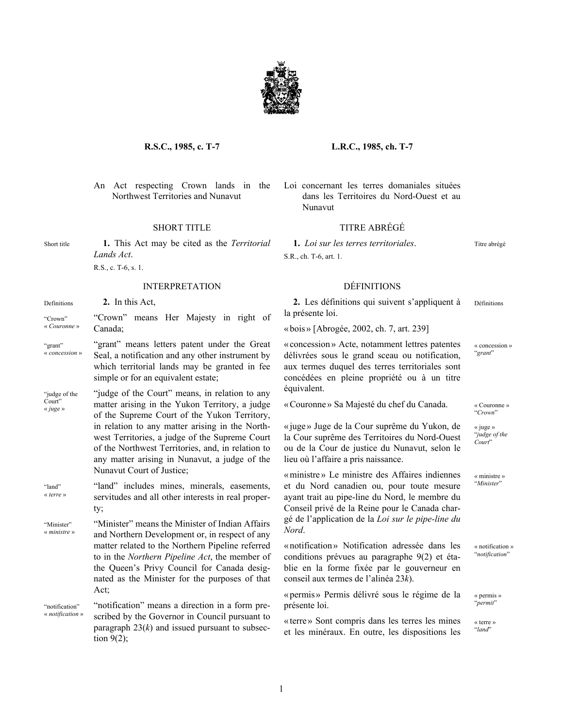**R.S.C., 1985, c. T-7**

An Act respecting Crown lands in the Northwest Territories and Nunavut

## SHORT TITLE

Short title

**1.** This Act may be cited as the *Territorial Lands Act*.

R.S., c. T-6, s. 1.

## INTERPRETATION

Definitions

**2.** In this Act,

"Crown" « *Couronne* »

"Crown" means Her Majesty in right of Canada;

"grant" « *concession* »

"grant" means letters patent under the Great Seal, a notification and any other instrument by which territorial lands may be granted in fee simple or for an equivalent estate;

"judge of the Court" « *juge* »

"judge of the Court" means, in relation to any matter arising in the Yukon Territory, a judge of the Supreme Court of the Yukon Territory, in relation to any matter arising in the Northwest Territories, a judge of the Supreme Court of the Northwest Territories, and, in relation to any matter arising in Nunavut, a judge of the Nunavut Court of Justice;

"land" « *terre* »

"land" includes mines, minerals, easements, servitudes and all other interests in real property;

"Minister" « *ministre* »

"Minister" means the Minister of Indian Affairs and Northern Development or, in respect of any matter related to the Northern Pipeline referred to in the *Northern Pipeline Act*, the member of the Queen's Privy Council for Canada designated as the Minister for the purposes of that Act;

"notification" « *notification* »

"notification" means a direction in a form prescribed by the Governor in Council pursuant to paragraph 23(*k*) and issued pursuant to subsection 9(2);

**L.R.C., 1985, ch. T-7**

Loi concernant les terres domaniales situées dans les Territoires du Nord-Ouest et au Nunavut

## TITRE ABRÉGÉ

Titre abrégé

**1.** *Loi sur les terres territoriales*.

S.R., ch. T-6, art. 1.

## DÉFINITIONS

Définitions

**2.** Les définitions qui suivent s'appliquent à la présente loi.

« bois » [Abrogée, 2002, ch. 7, art. 239]

« concession » "*grant*"

« concession » Acte, notamment lettres patentes délivrées sous le grand sceau ou notification, aux termes duquel des terres territoriales sont concédées en pleine propriété ou à un titre équivalent.

« Couronne » "*Crown*"

« Couronne » Sa Majesté du chef du Canada.

« juge » "*judge of the Court*"

« juge » Juge de la Cour suprême du Yukon, de la Cour suprême des Territoires du Nord-Ouest ou de la Cour de justice du Nunavut, selon le lieu où l'affaire a pris naissance.

« ministre » "*Minister*"

« ministre » Le ministre des Affaires indiennes et du Nord canadien ou, pour toute mesure ayant trait au pipe-line du Nord, le membre du Conseil privé de la Reine pour le Canada chargé de l'application de la *Loi sur le pipe-line du Nord*.

« notification » "*notification*"

« notification » Notification adressée dans les conditions prévues au paragraphe 9(2) et établie en la forme fixée par le gouverneur en conseil aux termes de l'alinéa 23*k*).

« permis » "*permit*"

« permis » Permis délivré sous le régime de la présente loi.

« terre » "*land*"

« terre » Sont compris dans les terres les mines et les minéraux. En outre, les dispositions les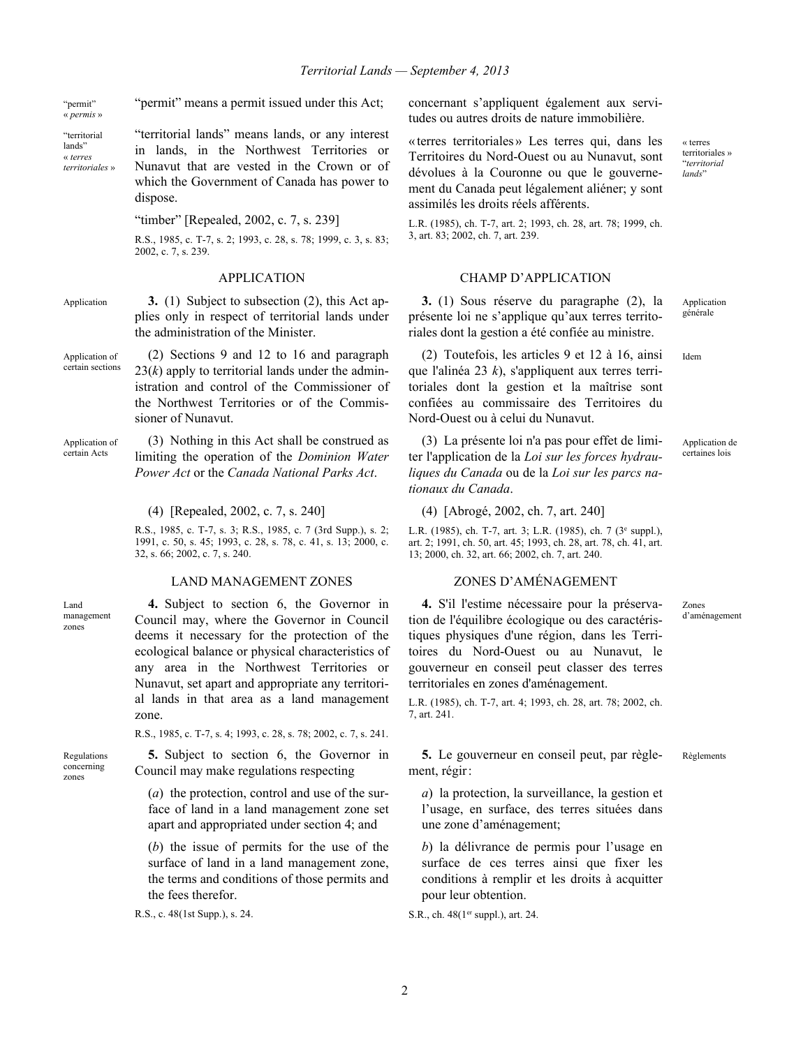“permit” « *permis* »

“permit” means a permit issued under this Act;

“territorial lands” « *terres territoriales* »

“territorial lands” means lands, or any interest in lands, in the Northwest Territories or Nunavut that are vested in the Crown or of which the Government of Canada has power to dispose.

“timber” [Repealed, 2002, c. 7, s. 239]

R.S., 1985, c. T-7, s. 2; 1993, c. 28, s. 78; 1999, c. 3, s. 83; 2002, c. 7, s. 239.

## APPLICATION

Application

**3.** (1) Subject to subsection (2), this Act applies only in respect of territorial lands under the administration of the Minister.

Application of certain sections

(2) Sections 9 and 12 to 16 and paragraph 23(*k*) apply to territorial lands under the administration and control of the Commissioner of the Northwest Territories or of the Commissioner of Nunavut.

Application of certain Acts

(3) Nothing in this Act shall be construed as limiting the operation of the *Dominion Water Power Act* or the *Canada National Parks Act*.

(4) [Repealed, 2002, c. 7, s. 240]

R.S., 1985, c. T-7, s. 3; R.S., 1985, c. 7 (3rd Supp.), s. 2; 1991, c. 50, s. 45; 1993, c. 28, s. 78, c. 41, s. 13; 2000, c. 32, s. 66; 2002, c. 7, s. 240.

## LAND MANAGEMENT ZONES

Land management zones

**4.** Subject to section 6, the Governor in Council may, where the Governor in Council deems it necessary for the protection of the ecological balance or physical characteristics of any area in the Northwest Territories or Nunavut, set apart and appropriate any territorial lands in that area as a land management zone.

R.S., 1985, c. T-7, s. 4; 1993, c. 28, s. 78; 2002, c. 7, s. 241.

Regulations concerning zones

**5.** Subject to section 6, the Governor in Council may make regulations respecting

(*a*) the protection, control and use of the surface of land in a land management zone set apart and appropriated under section 4; and

(*b*) the issue of permits for the use of the surface of land in a land management zone, the terms and conditions of those permits and the fees therefor.

R.S., c. 48(1st Supp.), s. 24.

concernant s’appliquent également aux servitudes ou autres droits de nature immobilière.

« terres territoriales » “*territorial lands*”

« terres territoriales » Les terres qui, dans les Territoires du Nord-Ouest ou au Nunavut, sont dévolues à la Couronne ou que le gouvernement du Canada peut légalement aliéner; y sont assimilés les droits réels afférents.

L.R. (1985), ch. T-7, art. 2; 1993, ch. 28, art. 78; 1999, ch. 3, art. 83; 2002, ch. 7, art. 239.

## CHAMP D’APPLICATION

Application générale

**3.** (1) Sous réserve du paragraphe (2), la présente loi ne s’applique qu’aux terres territoriales dont la gestion a été confiée au ministre.

Idem

(2) Toutefois, les articles 9 et 12 à 16, ainsi que l'alinéa 23 *k*), s'appliquent aux terres territoriales dont la gestion et la maîtrise sont confiées au commissaire des Territoires du Nord-Ouest ou à celui du Nunavut.

Application de certaines lois

(3) La présente loi n'a pas pour effet de limiter l'application de la *Loi sur les forces hydrauliques du Canada* ou de la *Loi sur les parcs nationaux du Canada*.

(4) [Abrogé, 2002, ch. 7, art. 240]

L.R. (1985), ch. T-7, art. 3; L.R. (1985), ch. 7 (3[e] suppl.), art. 2; 1991, ch. 50, art. 45; 1993, ch. 28, art. 78, ch. 41, art. 13; 2000, ch. 32, art. 66; 2002, ch. 7, art. 240.

## ZONES D’AMÉNAGEMENT

Zones d’aménagement

**4.** S'il l'estime nécessaire pour la préservation de l'équilibre écologique ou des caractéristiques physiques d'une région, dans les Territoires du Nord-Ouest ou au Nunavut, le gouverneur en conseil peut classer des terres territoriales en zones d'aménagement.

L.R. (1985), ch. T-7, art. 4; 1993, ch. 28, art. 78; 2002, ch. 7, art. 241.

Règlements

**5.** Le gouverneur en conseil peut, par règlement, régir :

*a*) la protection, la surveillance, la gestion et l’usage, en surface, des terres situées dans une zone d’aménagement;

*b*) la délivrance de permis pour l’usage en surface de ces terres ainsi que fixer les conditions à remplir et les droits à acquitter pour leur obtention.

S.R., ch. 48(1[er] suppl.), art. 24.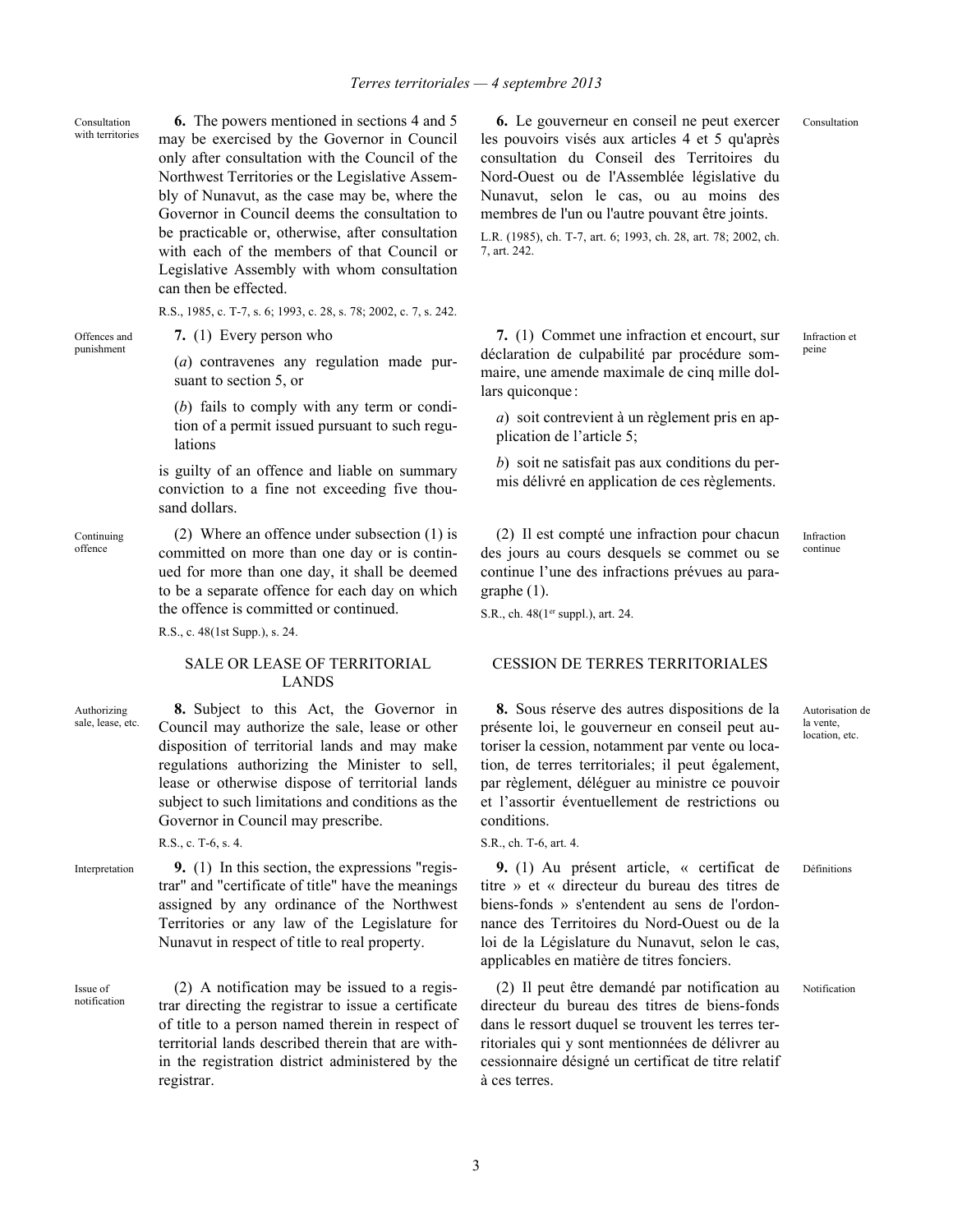Consultation with territories

**6.** The powers mentioned in sections 4 and 5 may be exercised by the Governor in Council only after consultation with the Council of the Northwest Territories or the Legislative Assembly of Nunavut, as the case may be, where the Governor in Council deems the consultation to be practicable or, otherwise, after consultation with each of the members of that Council or Legislative Assembly with whom consultation can then be effected.

R.S., 1985, c. T-7, s. 6; 1993, c. 28, s. 78; 2002, c. 7, s. 242.

Offences and punishment

**7.** (1) Every person who

(*a*) contravenes any regulation made pursuant to section 5, or

(*b*) fails to comply with any term or condition of a permit issued pursuant to such regulations

is guilty of an offence and liable on summary conviction to a fine not exceeding five thousand dollars.

Continuing offence

(2) Where an offence under subsection (1) is committed on more than one day or is continued for more than one day, it shall be deemed to be a separate offence for each day on which the offence is committed or continued.

R.S., c. 48(1st Supp.), s. 24.

## SALE OR LEASE OF TERRITORIAL LANDS

Authorizing sale, lease, etc.

**8.** Subject to this Act, the Governor in Council may authorize the sale, lease or other disposition of territorial lands and may make regulations authorizing the Minister to sell, lease or otherwise dispose of territorial lands subject to such limitations and conditions as the Governor in Council may prescribe.

R.S., c. T-6, s. 4.

Interpretation

**9.** (1) In this section, the expressions "registrar" and "certificate of title" have the meanings assigned by any ordinance of the Northwest Territories or any law of the Legislature for Nunavut in respect of title to real property.

Issue of notification

(2) A notification may be issued to a registrar directing the registrar to issue a certificate of title to a person named therein in respect of territorial lands described therein that are within the registration district administered by the registrar.

Consultation

**6.** Le gouverneur en conseil ne peut exercer les pouvoirs visés aux articles 4 et 5 qu'après consultation du Conseil des Territoires du Nord-Ouest ou de l'Assemblée législative du Nunavut, selon le cas, ou au moins des membres de l'un ou l'autre pouvant être joints.

L.R. (1985), ch. T-7, art. 6; 1993, ch. 28, art. 78; 2002, ch. 7, art. 242.

Infraction et peine

**7.** (1) Commet une infraction et encourt, sur déclaration de culpabilité par procédure sommaire, une amende maximale de cinq mille dollars quiconque :

*a*) soit contrevient à un règlement pris en application de l'article 5;

*b*) soit ne satisfait pas aux conditions du permis délivré en application de ces règlements.

Infraction continue

(2) Il est compté une infraction pour chacun des jours au cours desquels se commet ou se continue l'une des infractions prévues au paragraphe (1).

S.R., ch. 48(1er suppl.), art. 24.

## CESSION DE TERRES TERRITORIALES

Autorisation de la vente, location, etc.

**8.** Sous réserve des autres dispositions de la présente loi, le gouverneur en conseil peut autoriser la cession, notamment par vente ou location, de terres territoriales; il peut également, par règlement, déléguer au ministre ce pouvoir et l'assortir éventuellement de restrictions ou conditions.

S.R., ch. T-6, art. 4.

Définitions

**9.** (1) Au présent article, « certificat de titre » et « directeur du bureau des titres de biens-fonds » s'entendent au sens de l'ordonnance des Territoires du Nord-Ouest ou de la loi de la Législature du Nunavut, selon le cas, applicables en matière de titres fonciers.

Notification

(2) Il peut être demandé par notification au directeur du bureau des titres de biens-fonds dans le ressort duquel se trouvent les terres territoriales qui y sont mentionnées de délivrer au cessionnaire désigné un certificat de titre relatif à ces terres.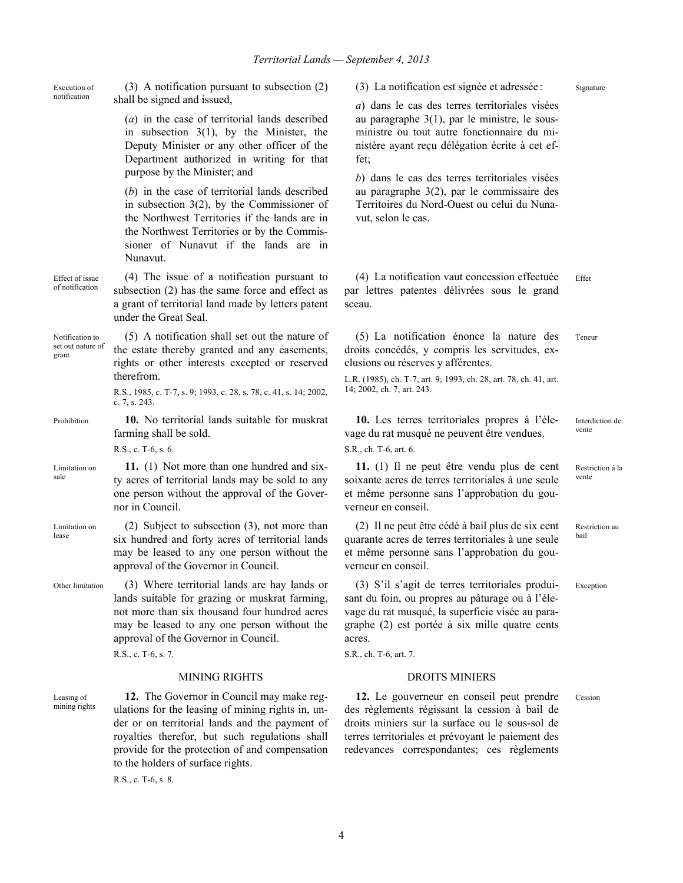Execution of notification

(3) A notification pursuant to subsection (2) shall be signed and issued,

(*a*) in the case of territorial lands described in subsection 3(1), by the Minister, the Deputy Minister or any other officer of the Department authorized in writing for that purpose by the Minister; and

(*b*) in the case of territorial lands described in subsection 3(2), by the Commissioner of the Northwest Territories if the lands are in the Northwest Territories or by the Commissioner of Nunavut if the lands are in Nunavut.

Effect of issue of notification

(4) The issue of a notification pursuant to subsection (2) has the same force and effect as a grant of territorial land made by letters patent under the Great Seal.

Notification to set out nature of grant

(5) A notification shall set out the nature of the estate thereby granted and any easements, rights or other interests excepted or reserved therefrom.

R.S., 1985, c. T-7, s. 9; 1993, c. 28, s. 78, c. 41, s. 14; 2002, c. 7, s. 243.

Prohibition

**10.** No territorial lands suitable for muskrat farming shall be sold.

R.S., c. T-6, s. 6.

Limitation on sale

**11.** (1) Not more than one hundred and sixty acres of territorial lands may be sold to any one person without the approval of the Governor in Council.

Limitation on lease

(2) Subject to subsection (3), not more than six hundred and forty acres of territorial lands may be leased to any one person without the approval of the Governor in Council.

Other limitation

(3) Where territorial lands are hay lands or lands suitable for grazing or muskrat farming, not more than six thousand four hundred acres may be leased to any one person without the approval of the Governor in Council.

R.S., c. T-6, s. 7.

## MINING RIGHTS

Leasing of mining rights

**12.** The Governor in Council may make regulations for the leasing of mining rights in, under or on territorial lands and the payment of royalties therefor, but such regulations shall provide for the protection of and compensation to the holders of surface rights.

R.S., c. T-6, s. 8.

---

Signature

(3) La notification est signée et adressée :

*a*) dans le cas des terres territoriales visées au paragraphe 3(1), par le ministre, le sous-ministre ou tout autre fonctionnaire du ministère ayant reçu délégation écrite à cet effet;

*b*) dans le cas des terres territoriales visées au paragraphe 3(2), par le commissaire des Territoires du Nord-Ouest ou celui du Nunavut, selon le cas.

Effet

(4) La notification vaut concession effectuée par lettres patentes délivrées sous le grand sceau.

Teneur

(5) La notification énonce la nature des droits concédés, y compris les servitudes, exclusions ou réserves y afférentes.

L.R. (1985), ch. T-7, art. 9; 1993, ch. 28, art. 78, ch. 41, art. 14; 2002, ch. 7, art. 243.

Interdiction de vente

**10.** Les terres territoriales propres à l'élevage du rat musqué ne peuvent être vendues.

S.R., ch. T-6, art. 6.

Restriction à la vente

**11.** (1) Il ne peut être vendu plus de cent soixante acres de terres territoriales à une seule et même personne sans l'approbation du gouverneur en conseil.

Restriction au bail

(2) Il ne peut être cédé à bail plus de six cent quarante acres de terres territoriales à une seule et même personne sans l'approbation du gouverneur en conseil.

Exception

(3) S'il s'agit de terres territoriales produisant du foin, ou propres au pâturage ou à l'élevage du rat musqué, la superficie visée au paragraphe (2) est portée à six mille quatre cents acres.

S.R., ch. T-6, art. 7.

## DROITS MINIERS

Cession

**12.** Le gouverneur en conseil peut prendre des règlements régissant la cession à bail de droits miniers sur la surface ou le sous-sol de terres territoriales et prévoyant le paiement des redevances correspondantes; ces règlements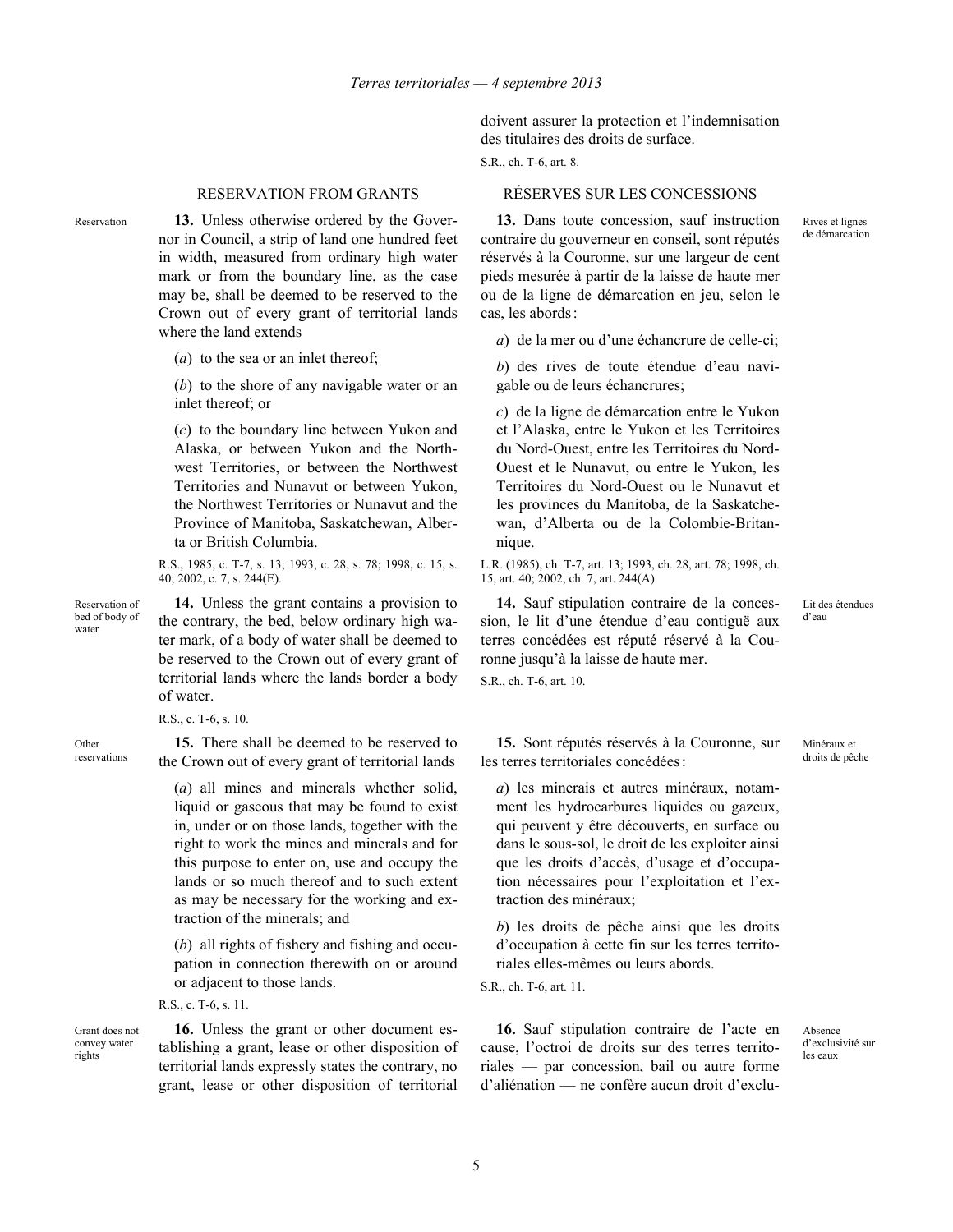doivent assurer la protection et l'indemnisation des titulaires des droits de surface.

S.R., ch. T-6, art. 8.

## RESERVATION FROM GRANTS

Reservation

**13.** Unless otherwise ordered by the Governor in Council, a strip of land one hundred feet in width, measured from ordinary high water mark or from the boundary line, as the case may be, shall be deemed to be reserved to the Crown out of every grant of territorial lands where the land extends

(*a*) to the sea or an inlet thereof;

(*b*) to the shore of any navigable water or an inlet thereof; or

(*c*) to the boundary line between Yukon and Alaska, or between Yukon and the Northwest Territories, or between the Northwest Territories and Nunavut or between Yukon, the Northwest Territories or Nunavut and the Province of Manitoba, Saskatchewan, Alberta or British Columbia.

R.S., 1985, c. T-7, s. 13; 1993, c. 28, s. 78; 1998, c. 15, s. 40; 2002, c. 7, s. 244(E).

Reservation of bed of body of water

**14.** Unless the grant contains a provision to the contrary, the bed, below ordinary high water mark, of a body of water shall be deemed to be reserved to the Crown out of every grant of territorial lands where the lands border a body of water.

R.S., c. T-6, s. 10.

Other reservations

**15.** There shall be deemed to be reserved to the Crown out of every grant of territorial lands

(*a*) all mines and minerals whether solid, liquid or gaseous that may be found to exist in, under or on those lands, together with the right to work the mines and minerals and for this purpose to enter on, use and occupy the lands or so much thereof and to such extent as may be necessary for the working and extraction of the minerals; and

(*b*) all rights of fishery and fishing and occupation in connection therewith on or around or adjacent to those lands.

R.S., c. T-6, s. 11.

Grant does not convey water rights

**16.** Unless the grant or other document establishing a grant, lease or other disposition of territorial lands expressly states the contrary, no grant, lease or other disposition of territorial

## RÉSERVES SUR LES CONCESSIONS

Rives et lignes de démarcation

**13.** Dans toute concession, sauf instruction contraire du gouverneur en conseil, sont réputés réservés à la Couronne, sur une largeur de cent pieds mesurée à partir de la laisse de haute mer ou de la ligne de démarcation en jeu, selon le cas, les abords :

*a*) de la mer ou d'une échancrure de celle-ci;

*b*) des rives de toute étendue d'eau navigable ou de leurs échancrures;

*c*) de la ligne de démarcation entre le Yukon et l'Alaska, entre le Yukon et les Territoires du Nord-Ouest, entre les Territoires du Nord-Ouest et le Nunavut, ou entre le Yukon, les Territoires du Nord-Ouest ou le Nunavut et les provinces du Manitoba, de la Saskatchewan, d'Alberta ou de la Colombie-Britannique.

L.R. (1985), ch. T-7, art. 13; 1993, ch. 28, art. 78; 1998, ch. 15, art. 40; 2002, ch. 7, art. 244(A).

Lit des étendues d'eau

**14.** Sauf stipulation contraire de la concession, le lit d'une étendue d'eau contiguë aux terres concédées est réputé réservé à la Couronne jusqu'à la laisse de haute mer.

S.R., ch. T-6, art. 10.

Minéraux et droits de pêche

**15.** Sont réputés réservés à la Couronne, sur les terres territoriales concédées :

*a*) les minerais et autres minéraux, notamment les hydrocarbures liquides ou gazeux, qui peuvent y être découverts, en surface ou dans le sous-sol, le droit de les exploiter ainsi que les droits d'accès, d'usage et d'occupation nécessaires pour l'exploitation et l'extraction des minéraux;

*b*) les droits de pêche ainsi que les droits d'occupation à cette fin sur les terres territoriales elles-mêmes ou leurs abords.

S.R., ch. T-6, art. 11.

Absence d'exclusivité sur les eaux

**16.** Sauf stipulation contraire de l'acte en cause, l'octroi de droits sur des terres territoriales — par concession, bail ou autre forme d'aliénation — ne confère aucun droit d'exclu-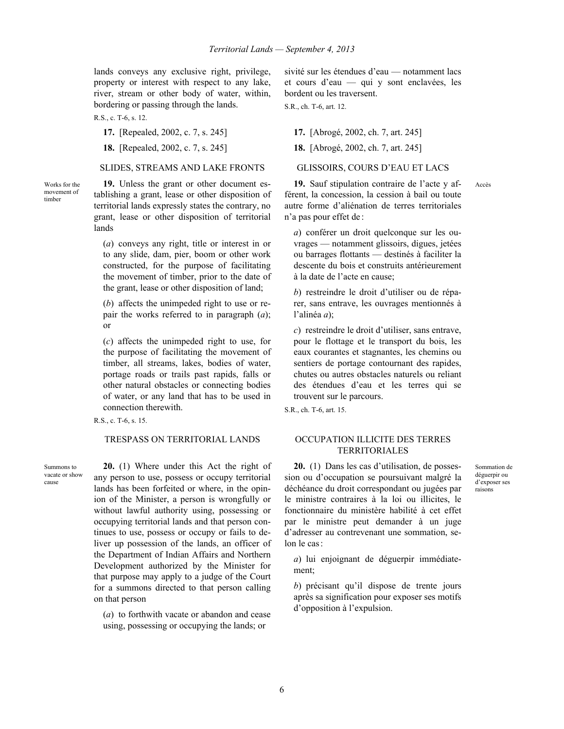lands conveys any exclusive right, privilege, property or interest with respect to any lake, river, stream or other body of water, within, bordering or passing through the lands.

R.S., c. T-6, s. 12.

**17.** [Repealed, 2002, c. 7, s. 245]

**18.** [Repealed, 2002, c. 7, s. 245]

## SLIDES, STREAMS AND LAKE FRONTS

Works for the movement of timber

**19.** Unless the grant or other document establishing a grant, lease or other disposition of territorial lands expressly states the contrary, no grant, lease or other disposition of territorial lands

(*a*) conveys any right, title or interest in or to any slide, dam, pier, boom or other work constructed, for the purpose of facilitating the movement of timber, prior to the date of the grant, lease or other disposition of land;

(*b*) affects the unimpeded right to use or repair the works referred to in paragraph (*a*); or

(*c*) affects the unimpeded right to use, for the purpose of facilitating the movement of timber, all streams, lakes, bodies of water, portage roads or trails past rapids, falls or other natural obstacles or connecting bodies of water, or any land that has to be used in connection therewith.

R.S., c. T-6, s. 15.

## TRESPASS ON TERRITORIAL LANDS

Summons to vacate or show cause

**20.** (1) Where under this Act the right of any person to use, possess or occupy territorial lands has been forfeited or where, in the opinion of the Minister, a person is wrongfully or without lawful authority using, possessing or occupying territorial lands and that person continues to use, possess or occupy or fails to deliver up possession of the lands, an officer of the Department of Indian Affairs and Northern Development authorized by the Minister for that purpose may apply to a judge of the Court for a summons directed to that person calling on that person

(*a*) to forthwith vacate or abandon and cease using, possessing or occupying the lands; or

sivité sur les étendues d'eau — notamment lacs et cours d'eau — qui y sont enclavées, les bordent ou les traversent.

S.R., ch. T-6, art. 12.

**17.** [Abrogé, 2002, ch. 7, art. 245]

**18.** [Abrogé, 2002, ch. 7, art. 245]

## GLISSOIRS, COURS D'EAU ET LACS

Accès

**19.** Sauf stipulation contraire de l'acte y afférent, la concession, la cession à bail ou toute autre forme d'aliénation de terres territoriales n'a pas pour effet de :

*a*) conférer un droit quelconque sur les ouvrages — notamment glissoirs, digues, jetées ou barrages flottants — destinés à faciliter la descente du bois et construits antérieurement à la date de l'acte en cause;

*b*) restreindre le droit d'utiliser ou de réparer, sans entrave, les ouvrages mentionnés à l'alinéa *a*);

*c*) restreindre le droit d'utiliser, sans entrave, pour le flottage et le transport du bois, les eaux courantes et stagnantes, les chemins ou sentiers de portage contournant des rapides, chutes ou autres obstacles naturels ou reliant des étendues d'eau et les terres qui se trouvent sur le parcours.

S.R., ch. T-6, art. 15.

## OCCUPATION ILLICITE DES TERRES TERRITORIALES

Sommation de déguerpir ou d'exposer ses raisons

**20.** (1) Dans les cas d'utilisation, de possession ou d'occupation se poursuivant malgré la déchéance du droit correspondant ou jugées par le ministre contraires à la loi ou illicites, le fonctionnaire du ministère habilité à cet effet par le ministre peut demander à un juge d'adresser au contrevenant une sommation, selon le cas :

*a*) lui enjoignant de déguerpir immédiatement;

*b*) précisant qu'il dispose de trente jours après sa signification pour exposer ses motifs d'opposition à l'expulsion.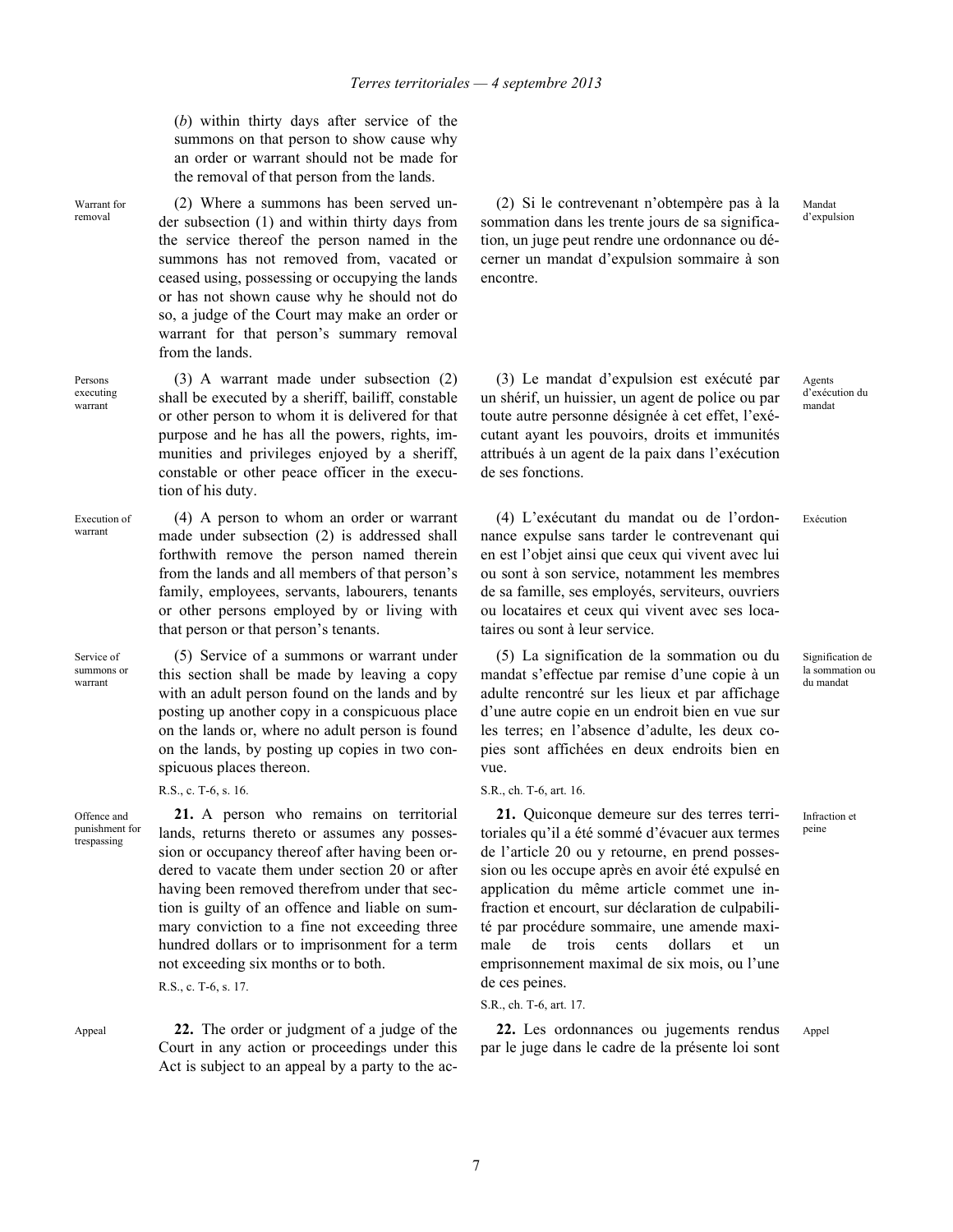(*b*) within thirty days after service of the summons on that person to show cause why an order or warrant should not be made for the removal of that person from the lands.

Warrant for removal

(2) Where a summons has been served under subsection (1) and within thirty days from the service thereof the person named in the summons has not removed from, vacated or ceased using, possessing or occupying the lands or has not shown cause why he should not do so, a judge of the Court may make an order or warrant for that person's summary removal from the lands.

Persons executing warrant

(3) A warrant made under subsection (2) shall be executed by a sheriff, bailiff, constable or other person to whom it is delivered for that purpose and he has all the powers, rights, immunities and privileges enjoyed by a sheriff, constable or other peace officer in the execution of his duty.

Execution of warrant

(4) A person to whom an order or warrant made under subsection (2) is addressed shall forthwith remove the person named therein from the lands and all members of that person's family, employees, servants, labourers, tenants or other persons employed by or living with that person or that person's tenants.

Service of summons or warrant

(5) Service of a summons or warrant under this section shall be made by leaving a copy with an adult person found on the lands and by posting up another copy in a conspicuous place on the lands or, where no adult person is found on the lands, by posting up copies in two conspicuous places thereon.

R.S., c. T-6, s. 16.

Offence and punishment for trespassing

**21.** A person who remains on territorial lands, returns thereto or assumes any possession or occupancy thereof after having been ordered to vacate them under section 20 or after having been removed therefrom under that section is guilty of an offence and liable on summary conviction to a fine not exceeding three hundred dollars or to imprisonment for a term not exceeding six months or to both.

R.S., c. T-6, s. 17.

Appeal

**22.** The order or judgment of a judge of the Court in any action or proceedings under this Act is subject to an appeal by a party to the ac-

Mandat d'expulsion

(2) Si le contrevenant n'obtempère pas à la sommation dans les trente jours de sa signification, un juge peut rendre une ordonnance ou décerner un mandat d'expulsion sommaire à son encontre.

Agents d'exécution du mandat

(3) Le mandat d'expulsion est exécuté par un shérif, un huissier, un agent de police ou par toute autre personne désignée à cet effet, l'exécutant ayant les pouvoirs, droits et immunités attribués à un agent de la paix dans l'exécution de ses fonctions.

Exécution

(4) L'exécutant du mandat ou de l'ordonnance expulse sans tarder le contrevenant qui en est l'objet ainsi que ceux qui vivent avec lui ou sont à son service, notamment les membres de sa famille, ses employés, serviteurs, ouvriers ou locataires et ceux qui vivent avec ses locataires ou sont à leur service.

Signification de la sommation ou du mandat

(5) La signification de la sommation ou du mandat s'effectue par remise d'une copie à un adulte rencontré sur les lieux et par affichage d'une autre copie en un endroit bien en vue sur les terres; en l'absence d'adulte, les deux copies sont affichées en deux endroits bien en vue.

S.R., ch. T-6, art. 16.

Infraction et peine

**21.** Quiconque demeure sur des terres territoriales qu'il a été sommé d'évacuer aux termes de l'article 20 ou y retourne, en prend possession ou les occupe après en avoir été expulsé en application du même article commet une infraction et encourt, sur déclaration de culpabilité par procédure sommaire, une amende maximale de trois cents dollars et un emprisonnement maximal de six mois, ou l'une de ces peines.

S.R., ch. T-6, art. 17.

Appel

**22.** Les ordonnances ou jugements rendus par le juge dans le cadre de la présente loi sont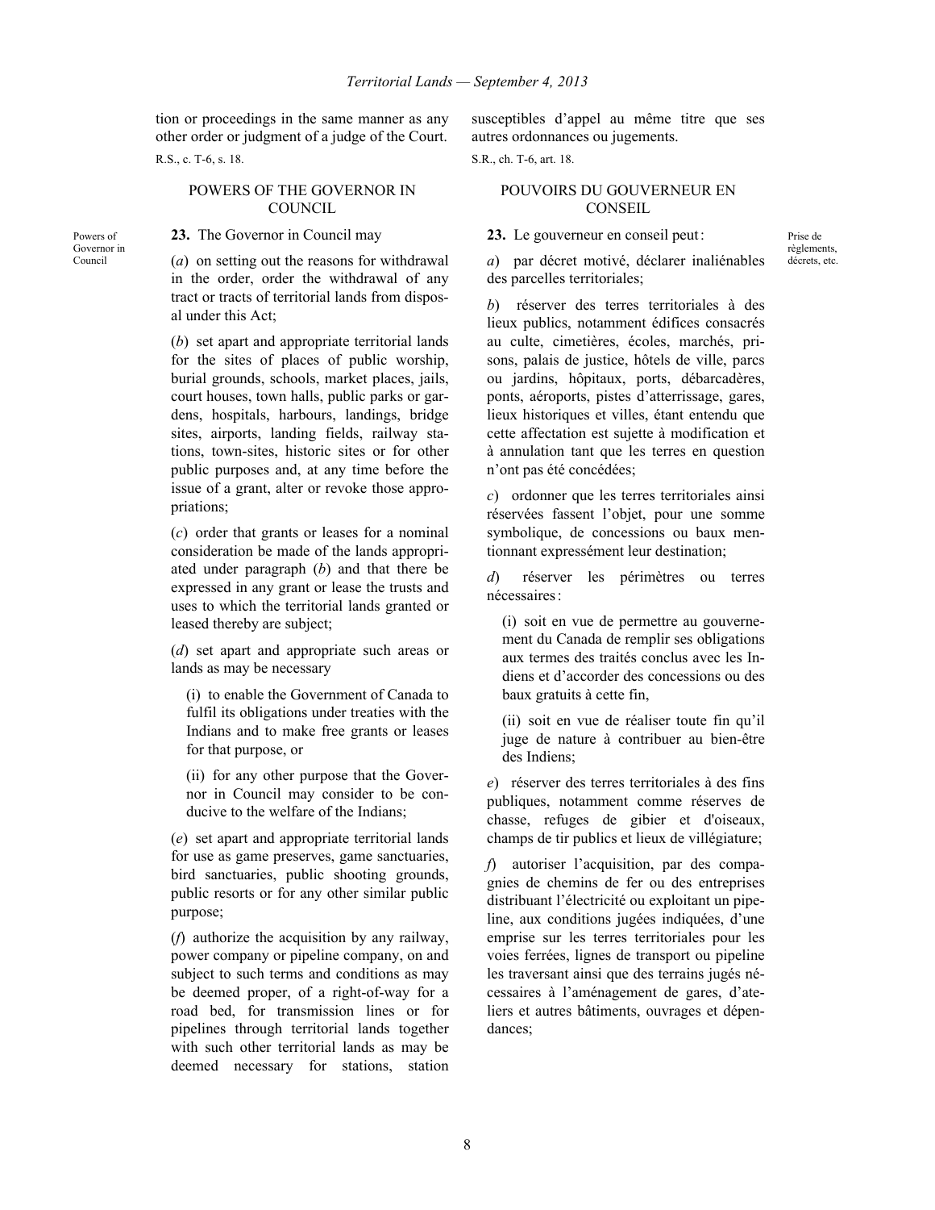tion or proceedings in the same manner as any other order or judgment of a judge of the Court.

R.S., c. T-6, s. 18.

## POWERS OF THE GOVERNOR IN COUNCIL

Powers of Governor in Council

**23.** The Governor in Council may

(*a*) on setting out the reasons for withdrawal in the order, order the withdrawal of any tract or tracts of territorial lands from disposal under this Act;

(*b*) set apart and appropriate territorial lands for the sites of places of public worship, burial grounds, schools, market places, jails, court houses, town halls, public parks or gardens, hospitals, harbours, landings, bridge sites, airports, landing fields, railway stations, town-sites, historic sites or for other public purposes and, at any time before the issue of a grant, alter or revoke those appropriations;

(*c*) order that grants or leases for a nominal consideration be made of the lands appropriated under paragraph (*b*) and that there be expressed in any grant or lease the trusts and uses to which the territorial lands granted or leased thereby are subject;

(*d*) set apart and appropriate such areas or lands as may be necessary

(i) to enable the Government of Canada to fulfil its obligations under treaties with the Indians and to make free grants or leases for that purpose, or

(ii) for any other purpose that the Governor in Council may consider to be conducive to the welfare of the Indians;

(*e*) set apart and appropriate territorial lands for use as game preserves, game sanctuaries, bird sanctuaries, public shooting grounds, public resorts or for any other similar public purpose;

(*f*) authorize the acquisition by any railway, power company or pipeline company, on and subject to such terms and conditions as may be deemed proper, of a right-of-way for a road bed, for transmission lines or for pipelines through territorial lands together with such other territorial lands as may be deemed necessary for stations, station

susceptibles d'appel au même titre que ses autres ordonnances ou jugements.

S.R., ch. T-6, art. 18.

## POUVOIRS DU GOUVERNEUR EN CONSEIL

**23.** Le gouverneur en conseil peut :

Prise de règlements, décrets, etc.

*a*) par décret motivé, déclarer inaliénables des parcelles territoriales;

*b*) réserver des terres territoriales à des lieux publics, notamment édifices consacrés au culte, cimetières, écoles, marchés, prisons, palais de justice, hôtels de ville, parcs ou jardins, hôpitaux, ports, débarcadères, ponts, aéroports, pistes d'atterrissage, gares, lieux historiques et villes, étant entendu que cette affectation est sujette à modification et à annulation tant que les terres en question n'ont pas été concédées;

*c*) ordonner que les terres territoriales ainsi réservées fassent l'objet, pour une somme symbolique, de concessions ou baux mentionnant expressément leur destination;

*d*) réserver les périmètres ou terres nécessaires :

(i) soit en vue de permettre au gouvernement du Canada de remplir ses obligations aux termes des traités conclus avec les Indiens et d'accorder des concessions ou des baux gratuits à cette fin,

(ii) soit en vue de réaliser toute fin qu'il juge de nature à contribuer au bien-être des Indiens;

*e*) réserver des terres territoriales à des fins publiques, notamment comme réserves de chasse, refuges de gibier et d'oiseaux, champs de tir publics et lieux de villégiature;

*f*) autoriser l'acquisition, par des compagnies de chemins de fer ou des entreprises distribuant l'électricité ou exploitant un pipeline, aux conditions jugées indiquées, d'une emprise sur les terres territoriales pour les voies ferrées, lignes de transport ou pipeline les traversant ainsi que des terrains jugés nécessaires à l'aménagement de gares, d'ateliers et autres bâtiments, ouvrages et dépendances;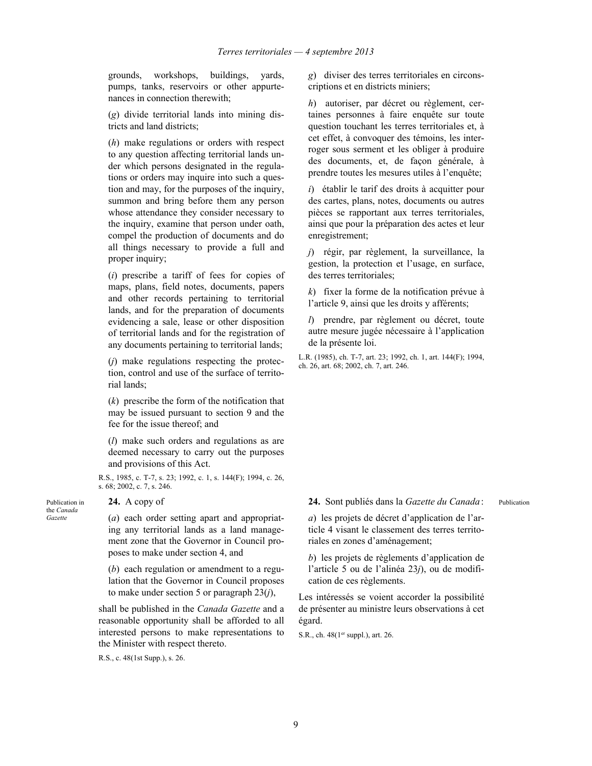grounds, workshops, buildings, yards, pumps, tanks, reservoirs or other appurtenances in connection therewith;

(*g*) divide territorial lands into mining districts and land districts;

(*h*) make regulations or orders with respect to any question affecting territorial lands under which persons designated in the regulations or orders may inquire into such a question and may, for the purposes of the inquiry, summon and bring before them any person whose attendance they consider necessary to the inquiry, examine that person under oath, compel the production of documents and do all things necessary to provide a full and proper inquiry;

(*i*) prescribe a tariff of fees for copies of maps, plans, field notes, documents, papers and other records pertaining to territorial lands, and for the preparation of documents evidencing a sale, lease or other disposition of territorial lands and for the registration of any documents pertaining to territorial lands;

(*j*) make regulations respecting the protection, control and use of the surface of territorial lands;

(*k*) prescribe the form of the notification that may be issued pursuant to section 9 and the fee for the issue thereof; and

(*l*) make such orders and regulations as are deemed necessary to carry out the purposes and provisions of this Act.

R.S., 1985, c. T-7, s. 23; 1992, c. 1, s. 144(F); 1994, c. 26, s. 68; 2002, c. 7, s. 246.

*g*) diviser des terres territoriales en circonscriptions et en districts miniers;

*h*) autoriser, par décret ou règlement, certaines personnes à faire enquête sur toute question touchant les terres territoriales et, à cet effet, à convoquer des témoins, les interroger sous serment et les obliger à produire des documents, et, de façon générale, à prendre toutes les mesures utiles à l'enquête;

*i*) établir le tarif des droits à acquitter pour des cartes, plans, notes, documents ou autres pièces se rapportant aux terres territoriales, ainsi que pour la préparation des actes et leur enregistrement;

*j*) régir, par règlement, la surveillance, la gestion, la protection et l'usage, en surface, des terres territoriales;

*k*) fixer la forme de la notification prévue à l'article 9, ainsi que les droits y afférents;

*l*) prendre, par règlement ou décret, toute autre mesure jugée nécessaire à l'application de la présente loi.

L.R. (1985), ch. T-7, art. 23; 1992, ch. 1, art. 144(F); 1994, ch. 26, art. 68; 2002, ch. 7, art. 246.

Publication in the *Canada Gazette*

**24.** A copy of

(*a*) each order setting apart and appropriating any territorial lands as a land management zone that the Governor in Council proposes to make under section 4, and

(*b*) each regulation or amendment to a regulation that the Governor in Council proposes to make under section 5 or paragraph 23(*j*),

shall be published in the *Canada Gazette* and a reasonable opportunity shall be afforded to all interested persons to make representations to the Minister with respect thereto.

R.S., c. 48(1st Supp.), s. 26.

Publication

**24.** Sont publiés dans la *Gazette du Canada* :

*a*) les projets de décret d'application de l'article 4 visant le classement des terres territoriales en zones d'aménagement;

*b*) les projets de règlements d'application de l'article 5 ou de l'alinéa 23*j*), ou de modification de ces règlements.

Les intéressés se voient accorder la possibilité de présenter au ministre leurs observations à cet égard.

S.R., ch. 48(1[er] suppl.), art. 26.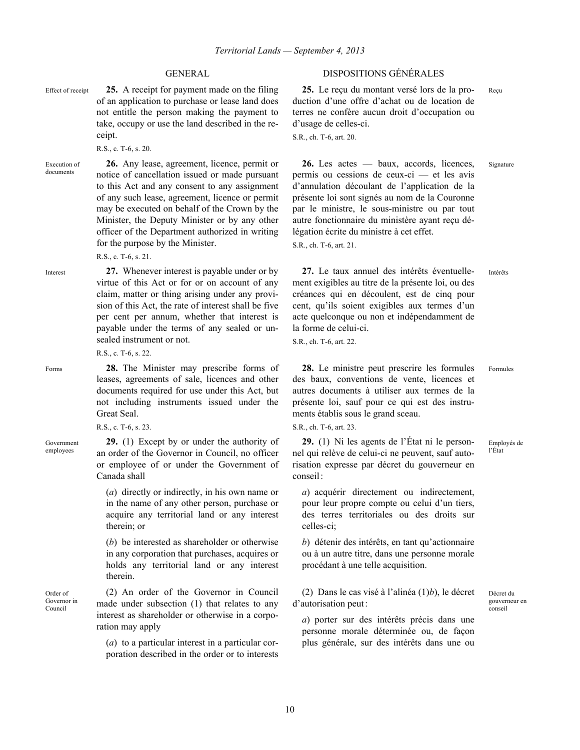## GENERAL

Effect of receipt

**25.** A receipt for payment made on the filing of an application to purchase or lease land does not entitle the person making the payment to take, occupy or use the land described in the receipt.

R.S., c. T-6, s. 20.

Execution of documents

**26.** Any lease, agreement, licence, permit or notice of cancellation issued or made pursuant to this Act and any consent to any assignment of any such lease, agreement, licence or permit may be executed on behalf of the Crown by the Minister, the Deputy Minister or by any other officer of the Department authorized in writing for the purpose by the Minister.

R.S., c. T-6, s. 21.

Interest

**27.** Whenever interest is payable under or by virtue of this Act or for or on account of any claim, matter or thing arising under any provision of this Act, the rate of interest shall be five per cent per annum, whether that interest is payable under the terms of any sealed or unsealed instrument or not.

R.S., c. T-6, s. 22.

Forms

**28.** The Minister may prescribe forms of leases, agreements of sale, licences and other documents required for use under this Act, but not including instruments issued under the Great Seal.

R.S., c. T-6, s. 23.

Government employees

**29.** (1) Except by or under the authority of an order of the Governor in Council, no officer or employee of or under the Government of Canada shall

(*a*) directly or indirectly, in his own name or in the name of any other person, purchase or acquire any territorial land or any interest therein; or

(*b*) be interested as shareholder or otherwise in any corporation that purchases, acquires or holds any territorial land or any interest therein.

Order of Governor in Council

(2) An order of the Governor in Council made under subsection (1) that relates to any interest as shareholder or otherwise in a corporation may apply

(*a*) to a particular interest in a particular corporation described in the order or to interests

## DISPOSITIONS GÉNÉRALES

Reçu

**25.** Le reçu du montant versé lors de la production d'une offre d'achat ou de location de terres ne confère aucun droit d'occupation ou d'usage de celles-ci.

S.R., ch. T-6, art. 20.

Signature

**26.** Les actes — baux, accords, licences, permis ou cessions de ceux-ci — et les avis d'annulation découlant de l'application de la présente loi sont signés au nom de la Couronne par le ministre, le sous-ministre ou par tout autre fonctionnaire du ministère ayant reçu délégation écrite du ministre à cet effet.

S.R., ch. T-6, art. 21.

Intérêts

**27.** Le taux annuel des intérêts éventuellement exigibles au titre de la présente loi, ou des créances qui en découlent, est de cinq pour cent, qu'ils soient exigibles aux termes d'un acte quelconque ou non et indépendamment de la forme de celui-ci.

S.R., ch. T-6, art. 22.

Formules

**28.** Le ministre peut prescrire les formules des baux, conventions de vente, licences et autres documents à utiliser aux termes de la présente loi, sauf pour ce qui est des instruments établis sous le grand sceau.

S.R., ch. T-6, art. 23.

Employés de l'État

**29.** (1) Ni les agents de l'État ni le personnel qui relève de celui-ci ne peuvent, sauf autorisation expresse par décret du gouverneur en conseil :

*a*) acquérir directement ou indirectement, pour leur propre compte ou celui d'un tiers, des terres territoriales ou des droits sur celles-ci;

*b*) détenir des intérêts, en tant qu'actionnaire ou à un autre titre, dans une personne morale procédant à une telle acquisition.

Décret du gouverneur en conseil

(2) Dans le cas visé à l'alinéa (1)*b*), le décret d'autorisation peut :

*a*) porter sur des intérêts précis dans une personne morale déterminée ou, de façon plus générale, sur des intérêts dans une ou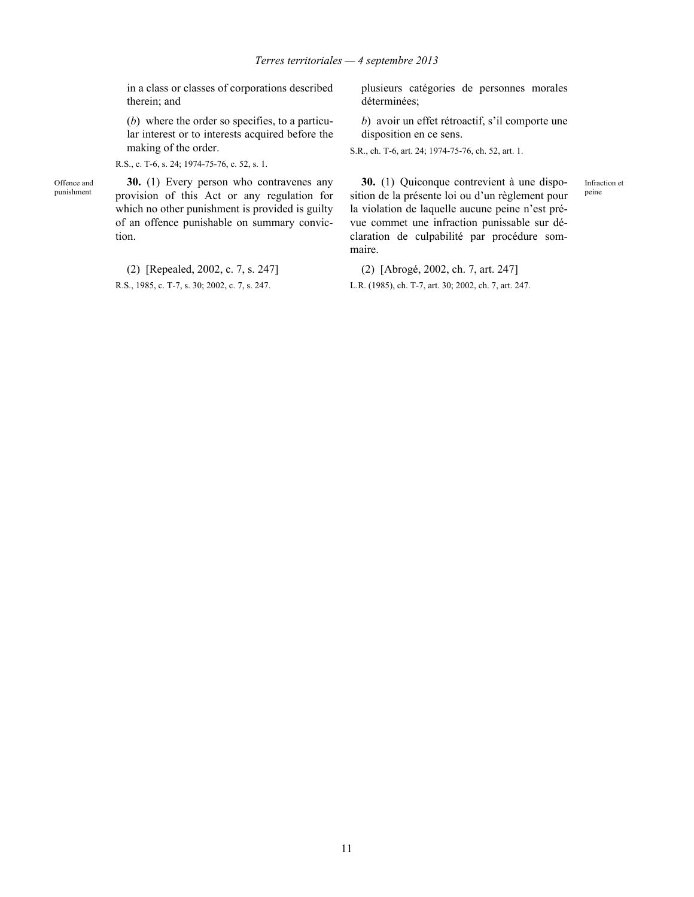in a class or classes of corporations described therein; and

(*b*) where the order so specifies, to a particular interest or to interests acquired before the making of the order.

R.S., c. T-6, s. 24; 1974-75-76, c. 52, s. 1.

Offence and punishment

**30.** (1) Every person who contravenes any provision of this Act or any regulation for which no other punishment is provided is guilty of an offence punishable on summary conviction.

(2) [Repealed, 2002, c. 7, s. 247]

R.S., 1985, c. T-7, s. 30; 2002, c. 7, s. 247.

plusieurs catégories de personnes morales déterminées;

*b*) avoir un effet rétroactif, s'il comporte une disposition en ce sens.

S.R., ch. T-6, art. 24; 1974-75-76, ch. 52, art. 1.

Infraction et peine

**30.** (1) Quiconque contrevient à une disposition de la présente loi ou d'un règlement pour la violation de laquelle aucune peine n'est prévue commet une infraction punissable sur déclaration de culpabilité par procédure sommaire.

(2) [Abrogé, 2002, ch. 7, art. 247]

L.R. (1985), ch. T-7, art. 30; 2002, ch. 7, art. 247.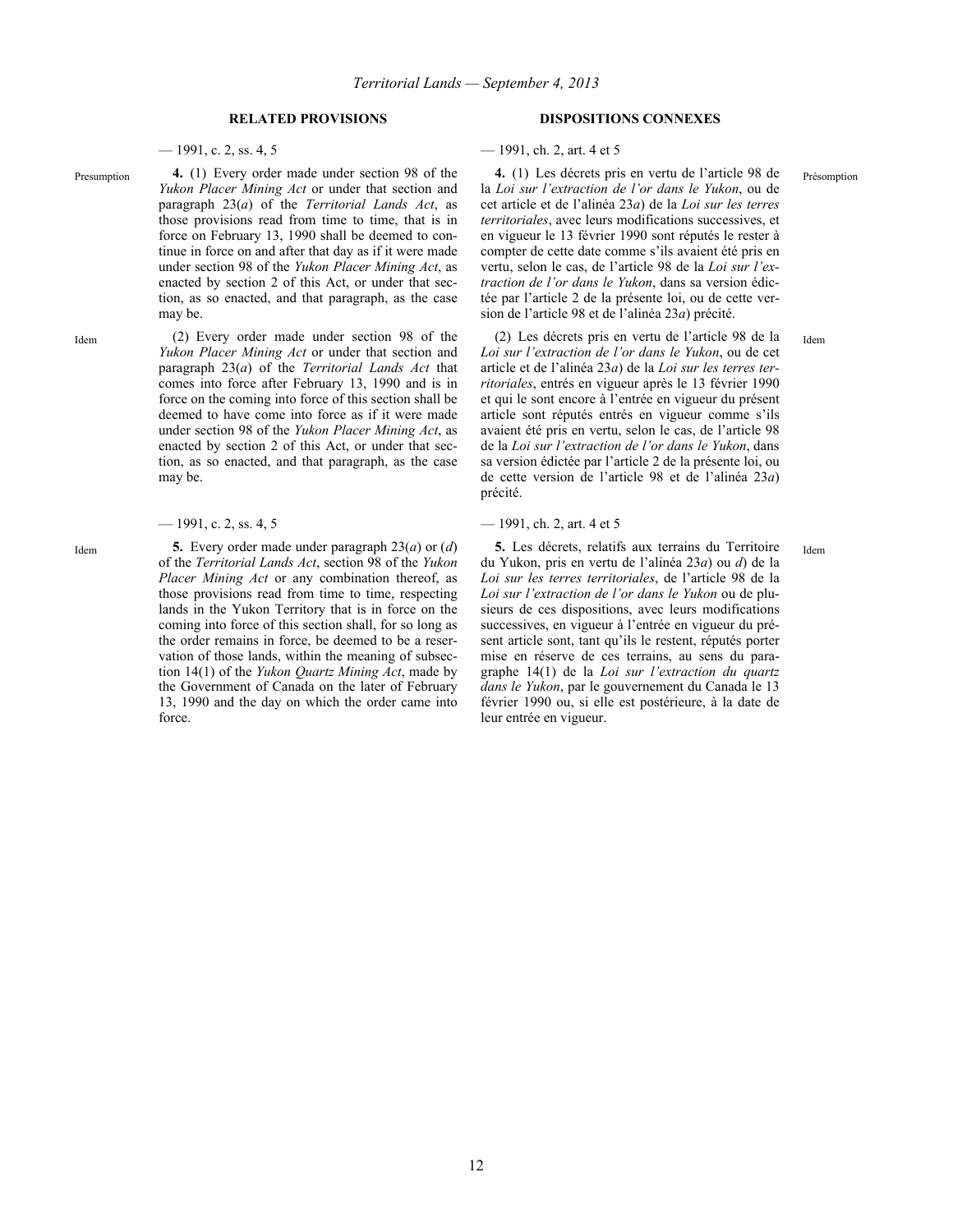## RELATED PROVISIONS

— 1991, c. 2, ss. 4, 5

Presumption

**4.** (1) Every order made under section 98 of the *Yukon Placer Mining Act* or under that section and paragraph 23(*a*) of the *Territorial Lands Act*, as those provisions read from time to time, that is in force on February 13, 1990 shall be deemed to continue in force on and after that day as if it were made under section 98 of the *Yukon Placer Mining Act*, as enacted by section 2 of this Act, or under that section, as so enacted, and that paragraph, as the case may be.

Idem

(2) Every order made under section 98 of the *Yukon Placer Mining Act* or under that section and paragraph 23(*a*) of the *Territorial Lands Act* that comes into force after February 13, 1990 and is in force on the coming into force of this section shall be deemed to have come into force as if it were made under section 98 of the *Yukon Placer Mining Act*, as enacted by section 2 of this Act, or under that section, as so enacted, and that paragraph, as the case may be.

— 1991, c. 2, ss. 4, 5

Idem

**5.** Every order made under paragraph 23(*a*) or (*d*) of the *Territorial Lands Act*, section 98 of the *Yukon Placer Mining Act* or any combination thereof, as those provisions read from time to time, respecting lands in the Yukon Territory that is in force on the coming into force of this section shall, for so long as the order remains in force, be deemed to be a reservation of those lands, within the meaning of subsection 14(1) of the *Yukon Quartz Mining Act*, made by the Government of Canada on the later of February 13, 1990 and the day on which the order came into force.

## DISPOSITIONS CONNEXES

— 1991, ch. 2, art. 4 et 5

Présomption

**4.** (1) Les décrets pris en vertu de l'article 98 de la *Loi sur l'extraction de l'or dans le Yukon*, ou de cet article et de l'alinéa 23*a*) de la *Loi sur les terres territoriales*, avec leurs modifications successives, et en vigueur le 13 février 1990 sont réputés le rester à compter de cette date comme s'ils avaient été pris en vertu, selon le cas, de l'article 98 de la *Loi sur l'extraction de l'or dans le Yukon*, dans sa version édictée par l'article 2 de la présente loi, ou de cette version de l'article 98 et de l'alinéa 23*a*) précité.

Idem

(2) Les décrets pris en vertu de l'article 98 de la *Loi sur l'extraction de l'or dans le Yukon*, ou de cet article et de l'alinéa 23*a*) de la *Loi sur les terres territoriales*, entrés en vigueur après le 13 février 1990 et qui le sont encore à l'entrée en vigueur du présent article sont réputés entrés en vigueur comme s'ils avaient été pris en vertu, selon le cas, de l'article 98 de la *Loi sur l'extraction de l'or dans le Yukon*, dans sa version édictée par l'article 2 de la présente loi, ou de cette version de l'article 98 et de l'alinéa 23*a*) précité.

— 1991, ch. 2, art. 4 et 5

Idem

**5.** Les décrets, relatifs aux terrains du Territoire du Yukon, pris en vertu de l'alinéa 23*a*) ou *d*) de la *Loi sur les terres territoriales*, de l'article 98 de la *Loi sur l'extraction de l'or dans le Yukon* ou de plusieurs de ces dispositions, avec leurs modifications successives, en vigueur à l'entrée en vigueur du présent article sont, tant qu'ils le restent, réputés porter mise en réserve de ces terrains, au sens du paragraphe 14(1) de la *Loi sur l'extraction du quartz dans le Yukon*, par le gouvernement du Canada le 13 février 1990 ou, si elle est postérieure, à la date de leur entrée en vigueur.